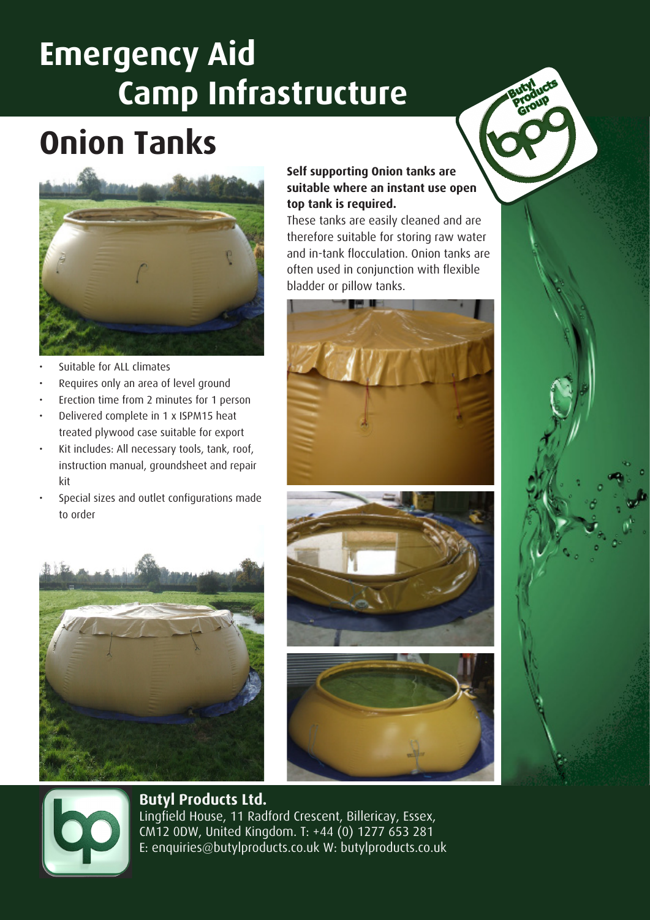# Emergency Aid Camp Infrastructure

## Onion Tanks

**Self supporting Onion tanks are suitable where an instant use open top tank is required.**

These tanks are easily cleaned and are therefore suitable for storing raw water and in-tank flocculation. Onion tanks are often used in conjunction with flexible bladder or pillow tanks.

- Suitable for ALL climates
- Requires only an area of level ground
- Erection time from 2 minutes for 1 person
- Delivered complete in 1 x ISPM15 heat treated plywood case suitable for export
- Kit includes: All necessary tools, tank, roof, instruction manual, groundsheet and repair kit
- Special sizes and outlet configurations made to order

**Butyl Products Ltd.**
Lingfield House, 11 Radford Crescent, Billericay, Essex, CM12 0DW, United Kingdom. T: +44 (0) 1277 653 281
E: enquiries@butylproducts.co.uk W: butylproducts.co.uk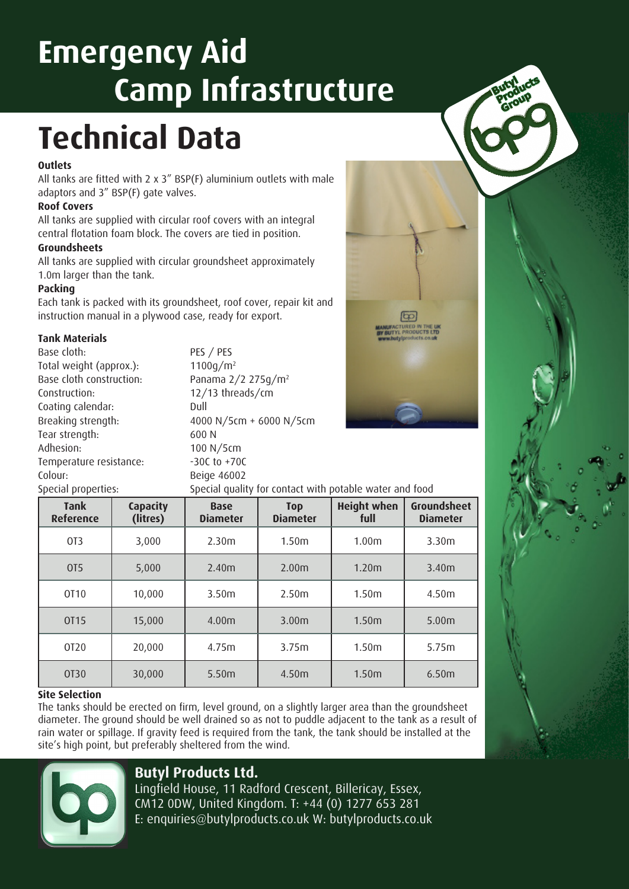# Emergency Aid Camp Infrastructure

# Technical Data

**Outlets**
All tanks are fitted with 2 x 3" BSP(F) aluminium outlets with male adaptors and 3" BSP(F) gate valves.

**Roof Covers**
All tanks are supplied with circular roof covers with an integral central flotation foam block. The covers are tied in position.

**Groundsheets**
All tanks are supplied with circular groundsheet approximately 1.0m larger than the tank.

**Packing**
Each tank is packed with its groundsheet, roof cover, repair kit and instruction manual in a plywood case, ready for export.

**Tank Materials**

| | |
|---|---|
| Base cloth: | PES / PES |
| Total weight (approx.): | 1100g/m$^2$ |
| Base cloth construction: | Panama 2/2 275g/m$^2$ |
| Construction: | 12/13 threads/cm |
| Coating calendar: | Dull |
| Breaking strength: | 4000 N/5cm + 6000 N/5cm |
| Tear strength: | 600 N |
| Adhesion: | 100 N/5cm |
| Temperature resistance: | -30C to +70C |
| Colour: | Beige 46002 |
| Special properties: | Special quality for contact with potable water and food |

| Tank Reference | Capacity (litres) | Base Diameter | Top Diameter | Height when full | Groundsheet Diameter |
|---|---|---|---|---|---|
| OT3 | 3,000 | 2.30m | 1.50m | 1.00m | 3.30m |
| OT5 | 5,000 | 2.40m | 2.00m | 1.20m | 3.40m |
| OT10 | 10,000 | 3.50m | 2.50m | 1.50m | 4.50m |
| OT15 | 15,000 | 4.00m | 3.00m | 1.50m | 5.00m |
| OT20 | 20,000 | 4.75m | 3.75m | 1.50m | 5.75m |
| OT30 | 30,000 | 5.50m | 4.50m | 1.50m | 6.50m |

**Site Selection**
The tanks should be erected on firm, level ground, on a slightly larger area than the groundsheet diameter. The ground should be well drained so as not to puddle adjacent to the tank as a result of rain water or spillage. If gravity feed is required from the tank, the tank should be installed at the site's high point, but preferably sheltered from the wind.

**Butyl Products Ltd.**
Lingfield House, 11 Radford Crescent, Billericay, Essex, CM12 0DW, United Kingdom. T: +44 (0) 1277 653 281
E: enquiries@butylproducts.co.uk W: butylproducts.co.uk